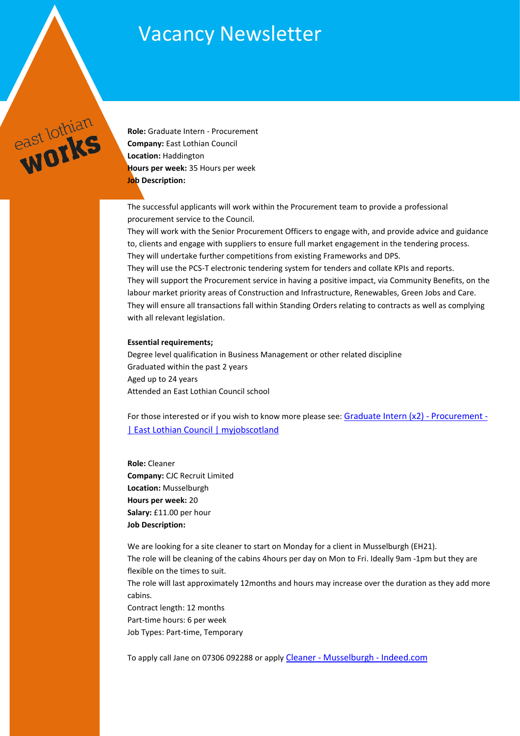# Vacancy Newsletter

east lothian **works**

**Role:** Graduate Intern - Procurement
**Company:** East Lothian Council
**Location:** Haddington
**Hours per week:** 35 Hours per week
**Job Description:**

The successful applicants will work within the Procurement team to provide a professional procurement service to the Council.
They will work with the Senior Procurement Officers to engage with, and provide advice and guidance to, clients and engage with suppliers to ensure full market engagement in the tendering process.
They will undertake further competitions from existing Frameworks and DPS.
They will use the PCS-T electronic tendering system for tenders and collate KPIs and reports.
They will support the Procurement service in having a positive impact, via Community Benefits, on the labour market priority areas of Construction and Infrastructure, Renewables, Green Jobs and Care.
They will ensure all transactions fall within Standing Orders relating to contracts as well as complying with all relevant legislation.

**Essential requirements;**
Degree level qualification in Business Management or other related discipline
Graduated within the past 2 years
Aged up to 24 years
Attended an East Lothian Council school

For those interested or if you wish to know more please see: Graduate Intern (x2) - Procurement - | East Lothian Council | myjobscotland

**Role:** Cleaner
**Company:** CJC Recruit Limited
**Location:** Musselburgh
**Hours per week:** 20
**Salary:** £11.00 per hour
**Job Description:**

We are looking for a site cleaner to start on Monday for a client in Musselburgh (EH21).
The role will be cleaning of the cabins 4hours per day on Mon to Fri. Ideally 9am -1pm but they are flexible on the times to suit.
The role will last approximately 12months and hours may increase over the duration as they add more cabins.
Contract length: 12 months
Part-time hours: 6 per week
Job Types: Part-time, Temporary

To apply call Jane on 07306 092288 or apply Cleaner - Musselburgh - Indeed.com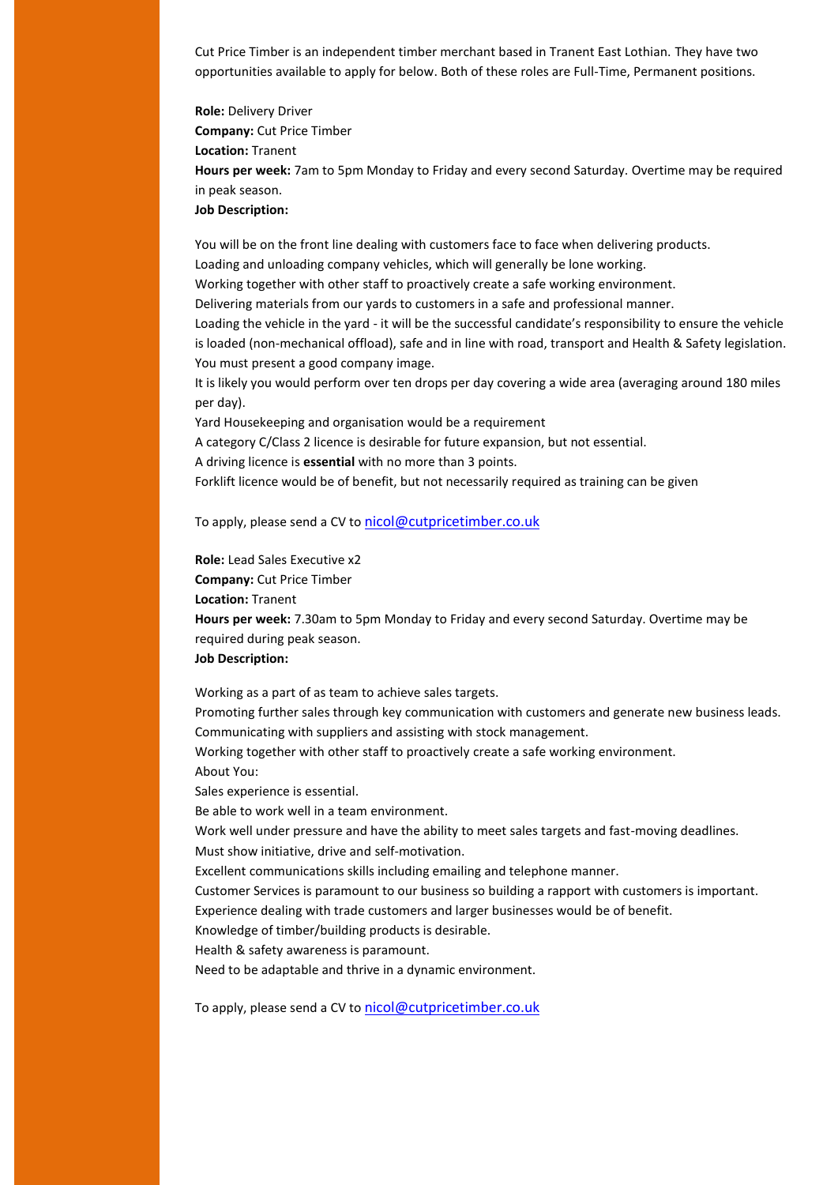Cut Price Timber is an independent timber merchant based in Tranent East Lothian. They have two opportunities available to apply for below. Both of these roles are Full-Time, Permanent positions.

**Role:** Delivery Driver
**Company:** Cut Price Timber
**Location:** Tranent
**Hours per week:** 7am to 5pm Monday to Friday and every second Saturday. Overtime may be required in peak season.
**Job Description:**

You will be on the front line dealing with customers face to face when delivering products.
Loading and unloading company vehicles, which will generally be lone working.
Working together with other staff to proactively create a safe working environment.
Delivering materials from our yards to customers in a safe and professional manner.
Loading the vehicle in the yard - it will be the successful candidate's responsibility to ensure the vehicle is loaded (non-mechanical offload), safe and in line with road, transport and Health & Safety legislation.
You must present a good company image.
It is likely you would perform over ten drops per day covering a wide area (averaging around 180 miles per day).
Yard Housekeeping and organisation would be a requirement
A category C/Class 2 licence is desirable for future expansion, but not essential.
A driving licence is **essential** with no more than 3 points.
Forklift licence would be of benefit, but not necessarily required as training can be given

To apply, please send a CV to nicol@cutpricetimber.co.uk

**Role:** Lead Sales Executive x2
**Company:** Cut Price Timber
**Location:** Tranent
**Hours per week:** 7.30am to 5pm Monday to Friday and every second Saturday. Overtime may be required during peak season.
**Job Description:**

Working as a part of as team to achieve sales targets.
Promoting further sales through key communication with customers and generate new business leads.
Communicating with suppliers and assisting with stock management.
Working together with other staff to proactively create a safe working environment.
About You:
Sales experience is essential.
Be able to work well in a team environment.
Work well under pressure and have the ability to meet sales targets and fast-moving deadlines.
Must show initiative, drive and self-motivation.
Excellent communications skills including emailing and telephone manner.
Customer Services is paramount to our business so building a rapport with customers is important.
Experience dealing with trade customers and larger businesses would be of benefit.
Knowledge of timber/building products is desirable.
Health & safety awareness is paramount.
Need to be adaptable and thrive in a dynamic environment.

To apply, please send a CV to nicol@cutpricetimber.co.uk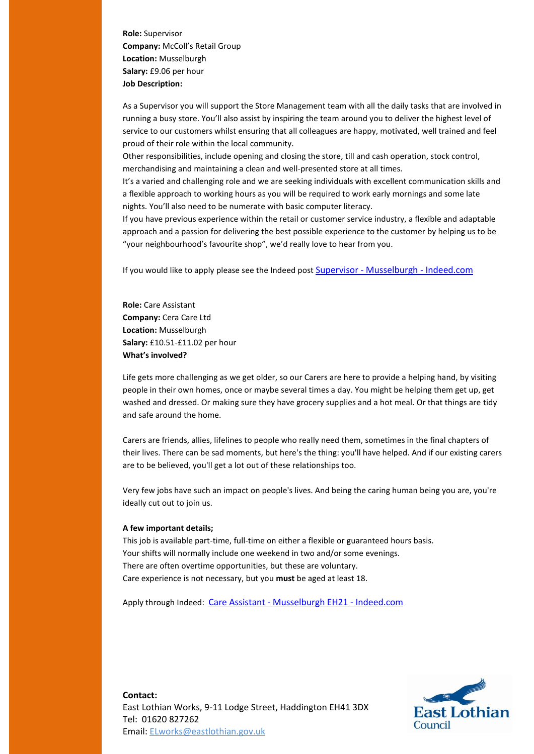**Role:** Supervisor
**Company:** McColl's Retail Group
**Location:** Musselburgh
**Salary:** £9.06 per hour
**Job Description:**

As a Supervisor you will support the Store Management team with all the daily tasks that are involved in running a busy store. You'll also assist by inspiring the team around you to deliver the highest level of service to our customers whilst ensuring that all colleagues are happy, motivated, well trained and feel proud of their role within the local community.
Other responsibilities, include opening and closing the store, till and cash operation, stock control, merchandising and maintaining a clean and well-presented store at all times.
It's a varied and challenging role and we are seeking individuals with excellent communication skills and a flexible approach to working hours as you will be required to work early mornings and some late nights. You'll also need to be numerate with basic computer literacy.
If you have previous experience within the retail or customer service industry, a flexible and adaptable approach and a passion for delivering the best possible experience to the customer by helping us to be "your neighbourhood's favourite shop", we'd really love to hear from you.

If you would like to apply please see the Indeed post [Supervisor - Musselburgh - Indeed.com]

**Role:** Care Assistant
**Company:** Cera Care Ltd
**Location:** Musselburgh
**Salary:** £10.51-£11.02 per hour
**What's involved?**

Life gets more challenging as we get older, so our Carers are here to provide a helping hand, by visiting people in their own homes, once or maybe several times a day. You might be helping them get up, get washed and dressed. Or making sure they have grocery supplies and a hot meal. Or that things are tidy and safe around the home.

Carers are friends, allies, lifelines to people who really need them, sometimes in the final chapters of their lives. There can be sad moments, but here's the thing: you'll have helped. And if our existing carers are to be believed, you'll get a lot out of these relationships too.

Very few jobs have such an impact on people's lives. And being the caring human being you are, you're ideally cut out to join us.

**A few important details;**
This job is available part-time, full-time on either a flexible or guaranteed hours basis.
Your shifts will normally include one weekend in two and/or some evenings.
There are often overtime opportunities, but these are voluntary.
Care experience is not necessary, but you **must** be aged at least 18.

Apply through Indeed: [Care Assistant - Musselburgh EH21 - Indeed.com]

**Contact:**
East Lothian Works, 9-11 Lodge Street, Haddington EH41 3DX
Tel: 01620 827262
Email: ELworks@eastlothian.gov.uk

East Lothian Council